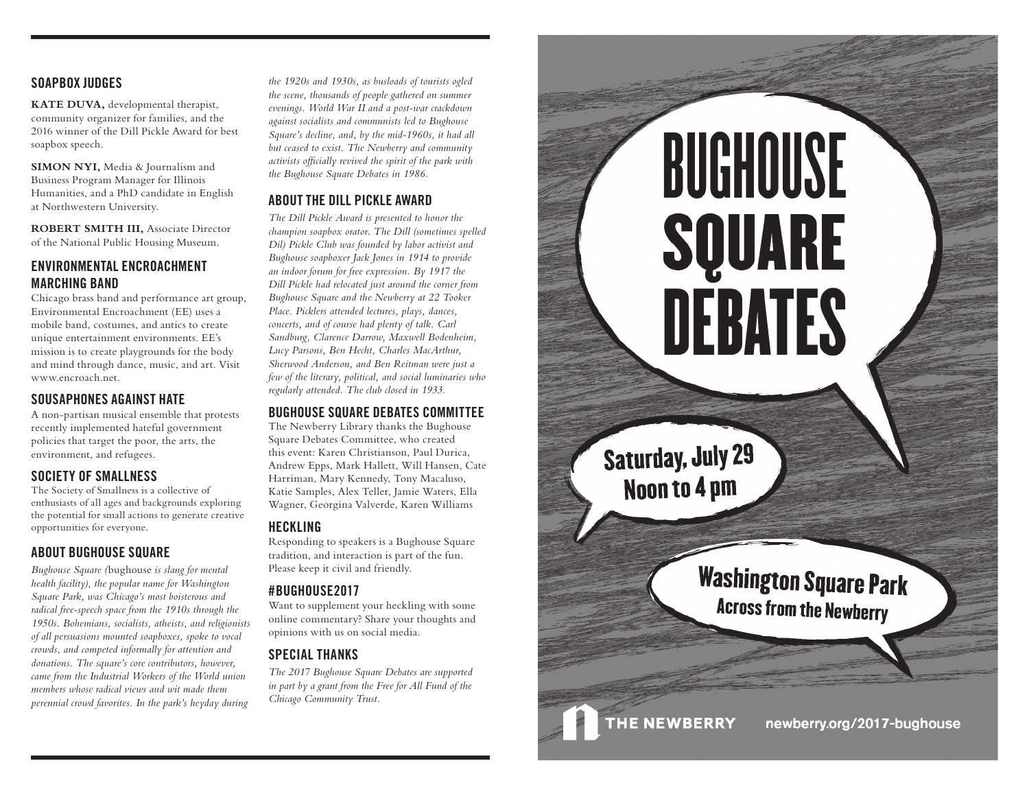## SOAPBOX JUDGES

**KATE DUVA,** developmental therapist, community organizer for families, and the 2016 winner of the Dill Pickle Award for best soapbox speech.

**SIMON NYI,** Media & Journalism and Business Program Manager for Illinois Humanities, and a PhD candidate in English at Northwestern University.

**ROBERT SMITH III,** Associate Director of the National Public Housing Museum.

## ENVIRONMENTAL ENCROACHMENT MARCHING BAND

Chicago brass band and performance art group, Environmental Encroachment (EE) uses a mobile band, costumes, and antics to create unique entertainment environments. EE's mission is to create playgrounds for the body and mind through dance, music, and art. Visit www.encroach.net.

## SOUSAPHONES AGAINST HATE

A non-partisan musical ensemble that protests recently implemented hateful government policies that target the poor, the arts, the environment, and refugees.

## SOCIETY OF SMALLNESS

The Society of Smallness is a collective of enthusiasts of all ages and backgrounds exploring the potential for small actions to generate creative opportunities for everyone.

## ABOUT BUGHOUSE SQUARE

*Bughouse Square (*bughouse *is slang for mental health facility), the popular name for Washington Square Park, was Chicago's most boisterous and radical free-speech space from the 1910s through the 1950s. Bohemians, socialists, atheists, and religionists of all persuasions mounted soapboxes, spoke to vocal crowds, and competed informally for attention and donations. The square's core contributors, however, came from the Industrial Workers of the World union members whose radical views and wit made them perennial crowd favorites. In the park's heyday during the 1920s and 1930s, as busloads of tourists ogled the scene, thousands of people gathered on summer evenings. World War II and a post-war crackdown against socialists and communists led to Bughouse Square's decline, and, by the mid-1960s, it had all but ceased to exist. The Newberry and community activists officially revived the spirit of the park with the Bughouse Square Debates in 1986.*

## ABOUT THE DILL PICKLE AWARD

*The Dill Pickle Award is presented to honor the champion soapbox orator. The Dill (sometimes spelled Dil) Pickle Club was founded by labor activist and Bughouse soapboxer Jack Jones in 1914 to provide an indoor forum for free expression. By 1917 the Dill Pickle had relocated just around the corner from Bughouse Square and the Newberry at 22 Tooker Place. Picklers attended lectures, plays, dances, concerts, and of course had plenty of talk. Carl Sandburg, Clarence Darrow, Maxwell Bodenheim, Lucy Parsons, Ben Hecht, Charles MacArthur, Sherwood Anderson, and Ben Reitman were just a few of the literary, political, and social luminaries who regularly attended. The club closed in 1933.*

## BUGHOUSE SQUARE DEBATES COMMITTEE

The Newberry Library thanks the Bughouse Square Debates Committee, who created this event: Karen Christianson, Paul Durica, Andrew Epps, Mark Hallett, Will Hansen, Cate Harriman, Mary Kennedy, Tony Macaluso, Katie Samples, Alex Teller, Jamie Waters, Ella Wagner, Georgina Valverde, Karen Williams

## HECKLING

Responding to speakers is a Bughouse Square tradition, and interaction is part of the fun. Please keep it civil and friendly.

## #BUGHOUSE2017

Want to supplement your heckling with some online commentary? Share your thoughts and opinions with us on social media.

## SPECIAL THANKS

*The 2017 Bughouse Square Debates are supported in part by a grant from the Free for All Fund of the Chicago Community Trust.*

# BUGHOUSE SQUARE DEBATES

**Saturday, July 29**
**Noon to 4 pm**

**Washington Square Park**
**Across from the Newberry**

THE NEWBERRY

newberry.org/2017-bughouse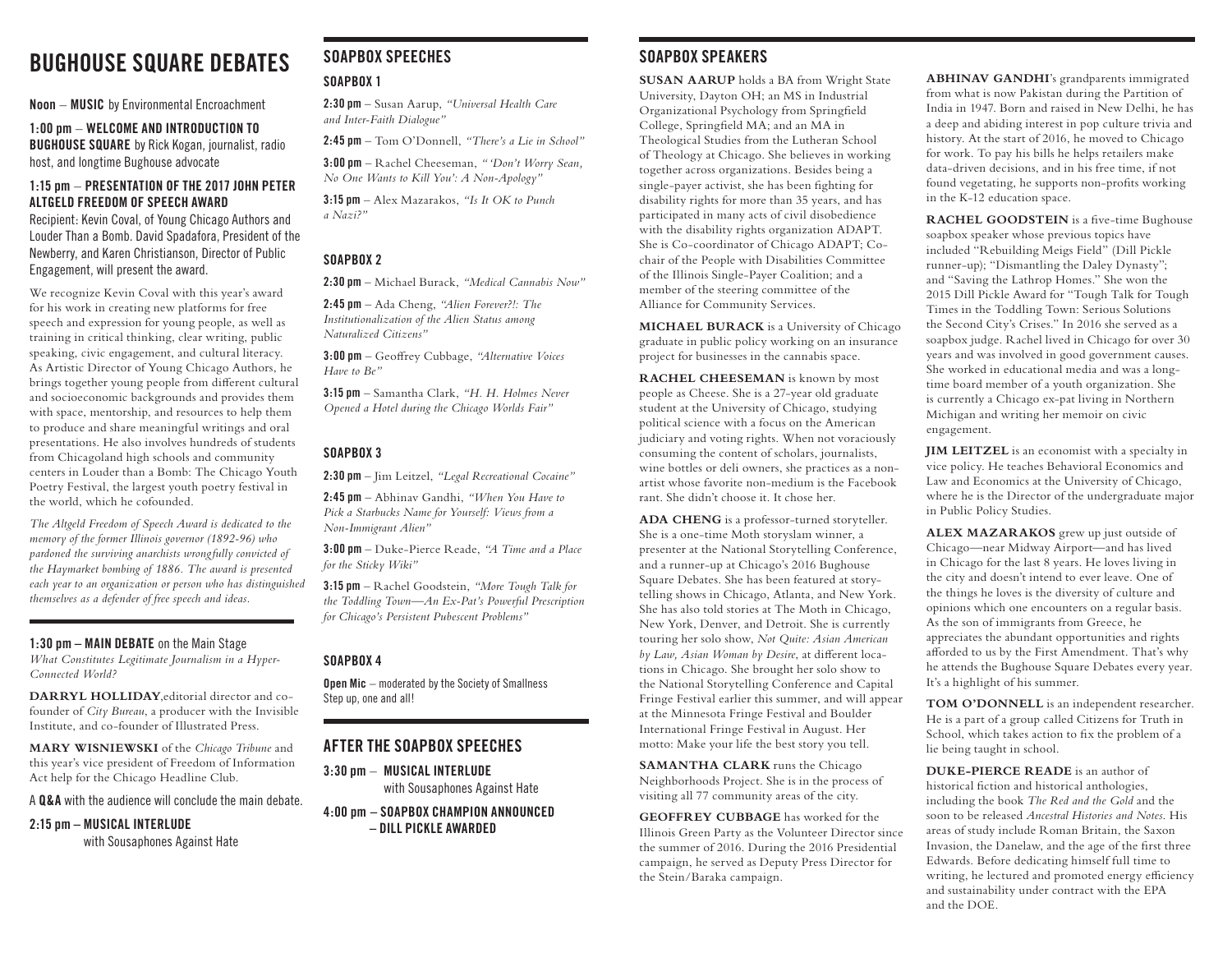# BUGHOUSE SQUARE DEBATES

**Noon – MUSIC** by Environmental Encroachment

**1:00 pm – WELCOME AND INTRODUCTION TO BUGHOUSE SQUARE** by Rick Kogan, journalist, radio host, and longtime Bughouse advocate

**1:15 pm – PRESENTATION OF THE 2017 JOHN PETER ALTGELD FREEDOM OF SPEECH AWARD**

Recipient: Kevin Coval, of Young Chicago Authors and Louder Than a Bomb. David Spadafora, President of the Newberry, and Karen Christianson, Director of Public Engagement, will present the award.

We recognize Kevin Coval with this year's award for his work in creating new platforms for free speech and expression for young people, as well as training in critical thinking, clear writing, public speaking, civic engagement, and cultural literacy. As Artistic Director of Young Chicago Authors, he brings together young people from different cultural and socioeconomic backgrounds and provides them with space, mentorship, and resources to help them to produce and share meaningful writings and oral presentations. He also involves hundreds of students from Chicagoland high schools and community centers in Louder than a Bomb: The Chicago Youth Poetry Festival, the largest youth poetry festival in the world, which he cofounded.

*The Altgeld Freedom of Speech Award is dedicated to the memory of the former Illinois governor (1892-96) who pardoned the surviving anarchists wrongfully convicted of the Haymarket bombing of 1886. The award is presented each year to an organization or person who has distinguished themselves as a defender of free speech and ideas.*

**1:30 pm – MAIN DEBATE** on the Main Stage

*What Constitutes Legitimate Journalism in a Hyper-Connected World?*

**DARRYL HOLLIDAY**,editorial director and co-founder of *City Bureau*, a producer with the Invisible Institute, and co-founder of Illustrated Press.

**MARY WISNIEWSKI** of the *Chicago Tribune* and this year's vice president of Freedom of Information Act help for the Chicago Headline Club.

A **Q&A** with the audience will conclude the main debate.

**2:15 pm – MUSICAL INTERLUDE**
with Sousaphones Against Hate

## SOAPBOX SPEECHES

### SOAPBOX 1

**2:30 pm** – Susan Aarup, *"Universal Health Care and Inter-Faith Dialogue"*

**2:45 pm** – Tom O'Donnell, *"There's a Lie in School"*

**3:00 pm** – Rachel Cheeseman, *"'Don't Worry Sean, No One Wants to Kill You': A Non-Apology"*

**3:15 pm** – Alex Mazarakos, *"Is It OK to Punch a Nazi?"*

### SOAPBOX 2

**2:30 pm** – Michael Burack, *"Medical Cannabis Now"*

**2:45 pm** – Ada Cheng, *"Alien Forever?!: The Institutionalization of the Alien Status among Naturalized Citizens"*

**3:00 pm** – Geoffrey Cubbage, *"Alternative Voices Have to Be"*

**3:15 pm** – Samantha Clark, *"H. H. Holmes Never Opened a Hotel during the Chicago Worlds Fair"*

### SOAPBOX 3

**2:30 pm** – Jim Leitzel, *"Legal Recreational Cocaine"*

**2:45 pm** – Abhinav Gandhi, *"When You Have to Pick a Starbucks Name for Yourself: Views from a Non-Immigrant Alien"*

**3:00 pm** – Duke-Pierce Reade, *"A Time and a Place for the Sticky Wiki"*

**3:15 pm** – Rachel Goodstein, *"More Tough Talk for the Toddling Town—An Ex-Pat's Powerful Prescription for Chicago's Persistent Pubescent Problems"*

### SOAPBOX 4

**Open Mic** – moderated by the Society of Smallness
Step up, one and all!

## AFTER THE SOAPBOX SPEECHES

**3:30 pm – MUSICAL INTERLUDE**
with Sousaphones Against Hate

**4:00 pm – SOAPBOX CHAMPION ANNOUNCED – DILL PICKLE AWARDED**

## SOAPBOX SPEAKERS

**SUSAN AARUP** holds a BA from Wright State University, Dayton OH; an MS in Industrial Organizational Psychology from Springfield College, Springfield MA; and an MA in Theological Studies from the Lutheran School of Theology at Chicago. She believes in working together across organizations. Besides being a single-payer activist, she has been fighting for disability rights for more than 35 years, and has participated in many acts of civil disobedience with the disability rights organization ADAPT. She is Co-coordinator of Chicago ADAPT; Co-chair of the People with Disabilities Committee of the Illinois Single-Payer Coalition; and a member of the steering committee of the Alliance for Community Services.

**MICHAEL BURACK** is a University of Chicago graduate in public policy working on an insurance project for businesses in the cannabis space.

**RACHEL CHEESEMAN** is known by most people as Cheese. She is a 27-year old graduate student at the University of Chicago, studying political science with a focus on the American judiciary and voting rights. When not voraciously consuming the content of scholars, journalists, wine bottles or deli owners, she practices as a non-artist whose favorite non-medium is the Facebook rant. She didn't choose it. It chose her.

**ADA CHENG** is a professor-turned storyteller. She is a one-time Moth storyslam winner, a presenter at the National Storytelling Conference, and a runner-up at Chicago's 2016 Bughouse Square Debates. She has been featured at storytelling shows in Chicago, Atlanta, and New York. She has also told stories at The Moth in Chicago, New York, Denver, and Detroit. She is currently touring her solo show, *Not Quite: Asian American by Law, Asian Woman by Desire,* at different locations in Chicago. She brought her solo show to the National Storytelling Conference and Capital Fringe Festival earlier this summer, and will appear at the Minnesota Fringe Festival and Boulder International Fringe Festival in August. Her motto: Make your life the best story you tell.

**SAMANTHA CLARK** runs the Chicago Neighborhoods Project. She is in the process of visiting all 77 community areas of the city.

**GEOFFREY CUBBAGE** has worked for the Illinois Green Party as the Volunteer Director since the summer of 2016. During the 2016 Presidential campaign, he served as Deputy Press Director for the Stein/Baraka campaign.

**ABHINAV GANDHI**'s grandparents immigrated from what is now Pakistan during the Partition of India in 1947. Born and raised in New Delhi, he has a deep and abiding interest in pop culture trivia and history. At the start of 2016, he moved to Chicago for work. To pay his bills he helps retailers make data-driven decisions, and in his free time, if not found vegetating, he supports non-profits working in the K-12 education space.

**RACHEL GOODSTEIN** is a five-time Bughouse soapbox speaker whose previous topics have included "Rebuilding Meigs Field" (Dill Pickle runner-up); "Dismantling the Daley Dynasty"; and "Saving the Lathrop Homes." She won the 2015 Dill Pickle Award for "Tough Talk for Tough Times in the Toddling Town: Serious Solutions the Second City's Crises." In 2016 she served as a soapbox judge. Rachel lived in Chicago for over 30 years and was involved in good government causes. She worked in educational media and was a long-time board member of a youth organization. She is currently a Chicago ex-pat living in Northern Michigan and writing her memoir on civic engagement.

**JIM LEITZEL** is an economist with a specialty in vice policy. He teaches Behavioral Economics and Law and Economics at the University of Chicago, where he is the Director of the undergraduate major in Public Policy Studies.

**ALEX MAZARAKOS** grew up just outside of Chicago—near Midway Airport—and has lived in Chicago for the last 8 years. He loves living in the city and doesn't intend to ever leave. One of the things he loves is the diversity of culture and opinions which one encounters on a regular basis. As the son of immigrants from Greece, he appreciates the abundant opportunities and rights afforded to us by the First Amendment. That's why he attends the Bughouse Square Debates every year. It's a highlight of his summer.

**TOM O'DONNELL** is an independent researcher. He is a part of a group called Citizens for Truth in School, which takes action to fix the problem of a lie being taught in school.

**DUKE-PIERCE READE** is an author of historical fiction and historical anthologies, including the book *The Red and the Gold* and the soon to be released *Ancestral Histories and Notes.* His areas of study include Roman Britain, the Saxon Invasion, the Danelaw, and the age of the first three Edwards. Before dedicating himself full time to writing, he lectured and promoted energy efficiency and sustainability under contract with the EPA and the DOE.